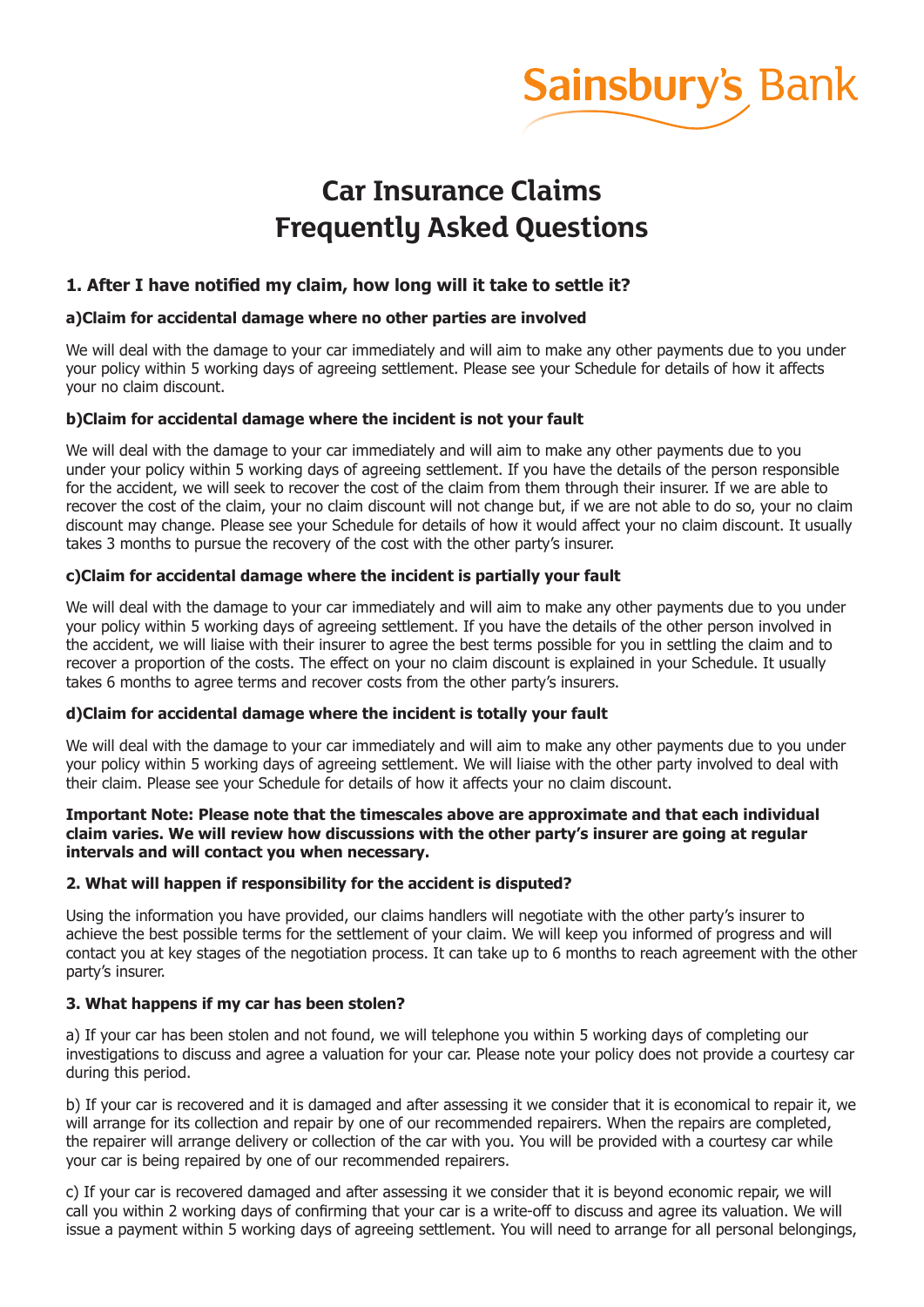Sainsbury's Bank

# Car Insurance Claims Frequently Asked Questions

## 1. After I have notified my claim, how long will it take to settle it?

### a)Claim for accidental damage where no other parties are involved

We will deal with the damage to your car immediately and will aim to make any other payments due to you under your policy within 5 working days of agreeing settlement. Please see your Schedule for details of how it affects your no claim discount.

### b)Claim for accidental damage where the incident is not your fault

We will deal with the damage to your car immediately and will aim to make any other payments due to you under your policy within 5 working days of agreeing settlement. If you have the details of the person responsible for the accident, we will seek to recover the cost of the claim from them through their insurer. If we are able to recover the cost of the claim, your no claim discount will not change but, if we are not able to do so, your no claim discount may change. Please see your Schedule for details of how it would affect your no claim discount. It usually takes 3 months to pursue the recovery of the cost with the other party's insurer.

### c)Claim for accidental damage where the incident is partially your fault

We will deal with the damage to your car immediately and will aim to make any other payments due to you under your policy within 5 working days of agreeing settlement. If you have the details of the other person involved in the accident, we will liaise with their insurer to agree the best terms possible for you in settling the claim and to recover a proportion of the costs. The effect on your no claim discount is explained in your Schedule. It usually takes 6 months to agree terms and recover costs from the other party's insurers.

### d)Claim for accidental damage where the incident is totally your fault

We will deal with the damage to your car immediately and will aim to make any other payments due to you under your policy within 5 working days of agreeing settlement. We will liaise with the other party involved to deal with their claim. Please see your Schedule for details of how it affects your no claim discount.

**Important Note: Please note that the timescales above are approximate and that each individual claim varies. We will review how discussions with the other party's insurer are going at regular intervals and will contact you when necessary.**

## 2. What will happen if responsibility for the accident is disputed?

Using the information you have provided, our claims handlers will negotiate with the other party's insurer to achieve the best possible terms for the settlement of your claim. We will keep you informed of progress and will contact you at key stages of the negotiation process. It can take up to 6 months to reach agreement with the other party's insurer.

## 3. What happens if my car has been stolen?

a) If your car has been stolen and not found, we will telephone you within 5 working days of completing our investigations to discuss and agree a valuation for your car. Please note your policy does not provide a courtesy car during this period.

b) If your car is recovered and it is damaged and after assessing it we consider that it is economical to repair it, we will arrange for its collection and repair by one of our recommended repairers. When the repairs are completed, the repairer will arrange delivery or collection of the car with you. You will be provided with a courtesy car while your car is being repaired by one of our recommended repairers.

c) If your car is recovered damaged and after assessing it we consider that it is beyond economic repair, we will call you within 2 working days of confirming that your car is a write-off to discuss and agree its valuation. We will issue a payment within 5 working days of agreeing settlement. You will need to arrange for all personal belongings,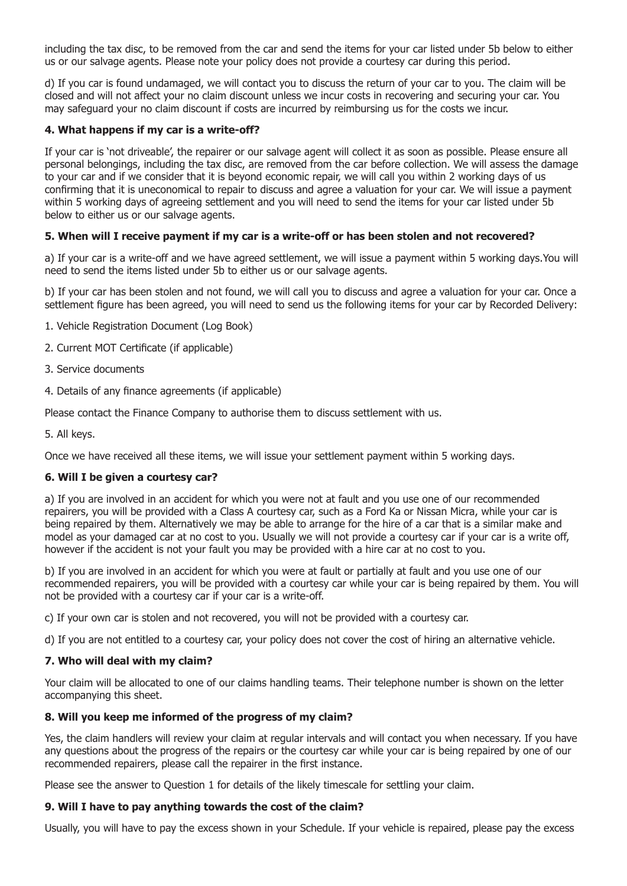including the tax disc, to be removed from the car and send the items for your car listed under 5b below to either us or our salvage agents. Please note your policy does not provide a courtesy car during this period.

d) If you car is found undamaged, we will contact you to discuss the return of your car to you. The claim will be closed and will not affect your no claim discount unless we incur costs in recovering and securing your car. You may safeguard your no claim discount if costs are incurred by reimbursing us for the costs we incur.

**4. What happens if my car is a write-off?**

If your car is 'not driveable', the repairer or our salvage agent will collect it as soon as possible. Please ensure all personal belongings, including the tax disc, are removed from the car before collection. We will assess the damage to your car and if we consider that it is beyond economic repair, we will call you within 2 working days of us confirming that it is uneconomical to repair to discuss and agree a valuation for your car. We will issue a payment within 5 working days of agreeing settlement and you will need to send the items for your car listed under 5b below to either us or our salvage agents.

**5. When will I receive payment if my car is a write-off or has been stolen and not recovered?**

a) If your car is a write-off and we have agreed settlement, we will issue a payment within 5 working days.You will need to send the items listed under 5b to either us or our salvage agents.

b) If your car has been stolen and not found, we will call you to discuss and agree a valuation for your car. Once a settlement figure has been agreed, you will need to send us the following items for your car by Recorded Delivery:

1. Vehicle Registration Document (Log Book)

2. Current MOT Certificate (if applicable)

3. Service documents

4. Details of any finance agreements (if applicable)

Please contact the Finance Company to authorise them to discuss settlement with us.

5. All keys.

Once we have received all these items, we will issue your settlement payment within 5 working days.

**6. Will I be given a courtesy car?**

a) If you are involved in an accident for which you were not at fault and you use one of our recommended repairers, you will be provided with a Class A courtesy car, such as a Ford Ka or Nissan Micra, while your car is being repaired by them. Alternatively we may be able to arrange for the hire of a car that is a similar make and model as your damaged car at no cost to you. Usually we will not provide a courtesy car if your car is a write off, however if the accident is not your fault you may be provided with a hire car at no cost to you.

b) If you are involved in an accident for which you were at fault or partially at fault and you use one of our recommended repairers, you will be provided with a courtesy car while your car is being repaired by them. You will not be provided with a courtesy car if your car is a write-off.

c) If your own car is stolen and not recovered, you will not be provided with a courtesy car.

d) If you are not entitled to a courtesy car, your policy does not cover the cost of hiring an alternative vehicle.

**7. Who will deal with my claim?**

Your claim will be allocated to one of our claims handling teams. Their telephone number is shown on the letter accompanying this sheet.

**8. Will you keep me informed of the progress of my claim?**

Yes, the claim handlers will review your claim at regular intervals and will contact you when necessary. If you have any questions about the progress of the repairs or the courtesy car while your car is being repaired by one of our recommended repairers, please call the repairer in the first instance.

Please see the answer to Question 1 for details of the likely timescale for settling your claim.

**9. Will I have to pay anything towards the cost of the claim?**

Usually, you will have to pay the excess shown in your Schedule. If your vehicle is repaired, please pay the excess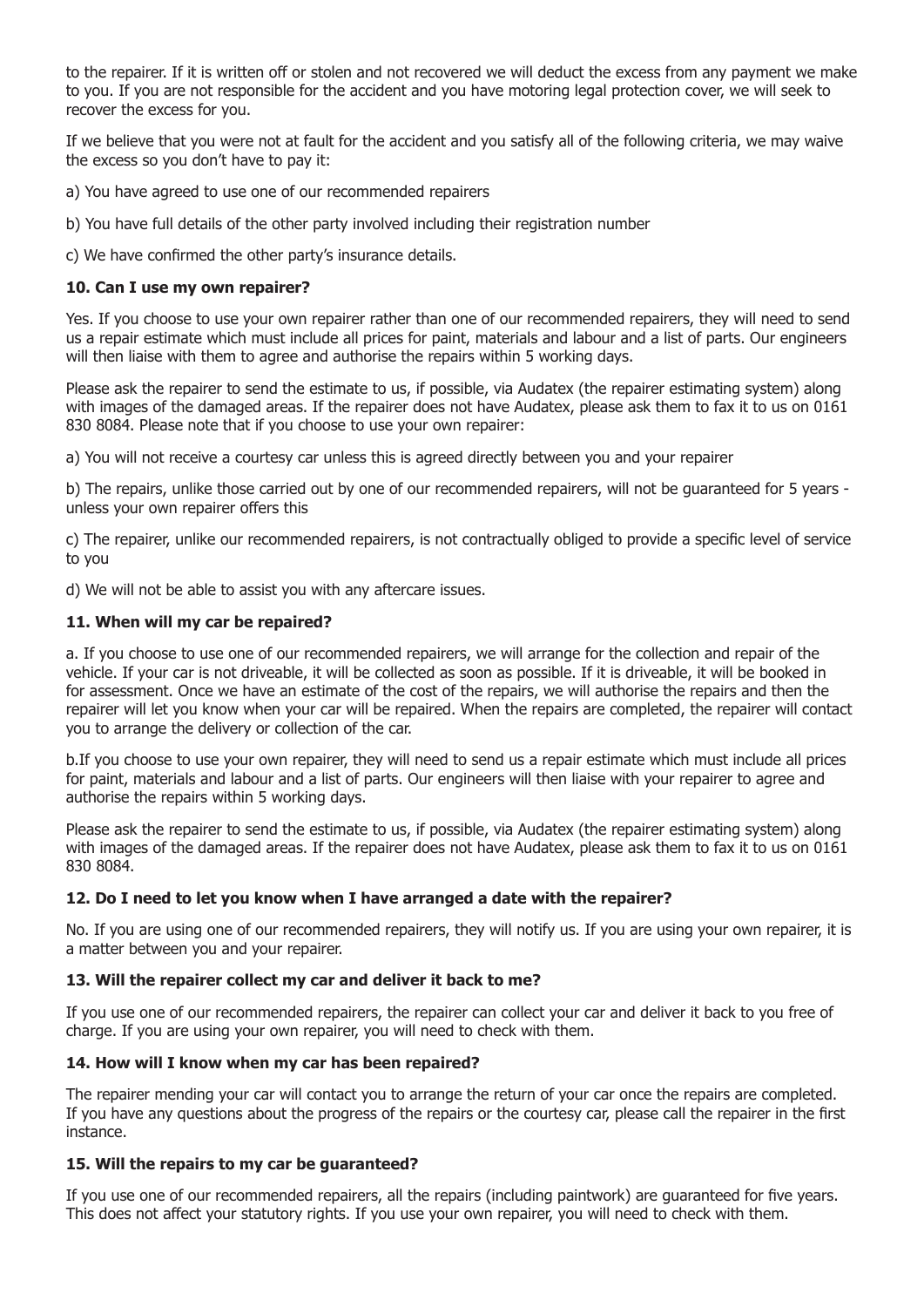to the repairer. If it is written off or stolen and not recovered we will deduct the excess from any payment we make to you. If you are not responsible for the accident and you have motoring legal protection cover, we will seek to recover the excess for you.

If we believe that you were not at fault for the accident and you satisfy all of the following criteria, we may waive the excess so you don't have to pay it:

a) You have agreed to use one of our recommended repairers

b) You have full details of the other party involved including their registration number

c) We have confirmed the other party's insurance details.

**10. Can I use my own repairer?**

Yes. If you choose to use your own repairer rather than one of our recommended repairers, they will need to send us a repair estimate which must include all prices for paint, materials and labour and a list of parts. Our engineers will then liaise with them to agree and authorise the repairs within 5 working days.

Please ask the repairer to send the estimate to us, if possible, via Audatex (the repairer estimating system) along with images of the damaged areas. If the repairer does not have Audatex, please ask them to fax it to us on 0161 830 8084. Please note that if you choose to use your own repairer:

a) You will not receive a courtesy car unless this is agreed directly between you and your repairer

b) The repairs, unlike those carried out by one of our recommended repairers, will not be guaranteed for 5 years - unless your own repairer offers this

c) The repairer, unlike our recommended repairers, is not contractually obliged to provide a specific level of service to you

d) We will not be able to assist you with any aftercare issues.

**11. When will my car be repaired?**

a. If you choose to use one of our recommended repairers, we will arrange for the collection and repair of the vehicle. If your car is not driveable, it will be collected as soon as possible. If it is driveable, it will be booked in for assessment. Once we have an estimate of the cost of the repairs, we will authorise the repairs and then the repairer will let you know when your car will be repaired. When the repairs are completed, the repairer will contact you to arrange the delivery or collection of the car.

b.If you choose to use your own repairer, they will need to send us a repair estimate which must include all prices for paint, materials and labour and a list of parts. Our engineers will then liaise with your repairer to agree and authorise the repairs within 5 working days.

Please ask the repairer to send the estimate to us, if possible, via Audatex (the repairer estimating system) along with images of the damaged areas. If the repairer does not have Audatex, please ask them to fax it to us on 0161 830 8084.

**12. Do I need to let you know when I have arranged a date with the repairer?**

No. If you are using one of our recommended repairers, they will notify us. If you are using your own repairer, it is a matter between you and your repairer.

**13. Will the repairer collect my car and deliver it back to me?**

If you use one of our recommended repairers, the repairer can collect your car and deliver it back to you free of charge. If you are using your own repairer, you will need to check with them.

**14. How will I know when my car has been repaired?**

The repairer mending your car will contact you to arrange the return of your car once the repairs are completed. If you have any questions about the progress of the repairs or the courtesy car, please call the repairer in the first instance.

**15. Will the repairs to my car be guaranteed?**

If you use one of our recommended repairers, all the repairs (including paintwork) are guaranteed for five years. This does not affect your statutory rights. If you use your own repairer, you will need to check with them.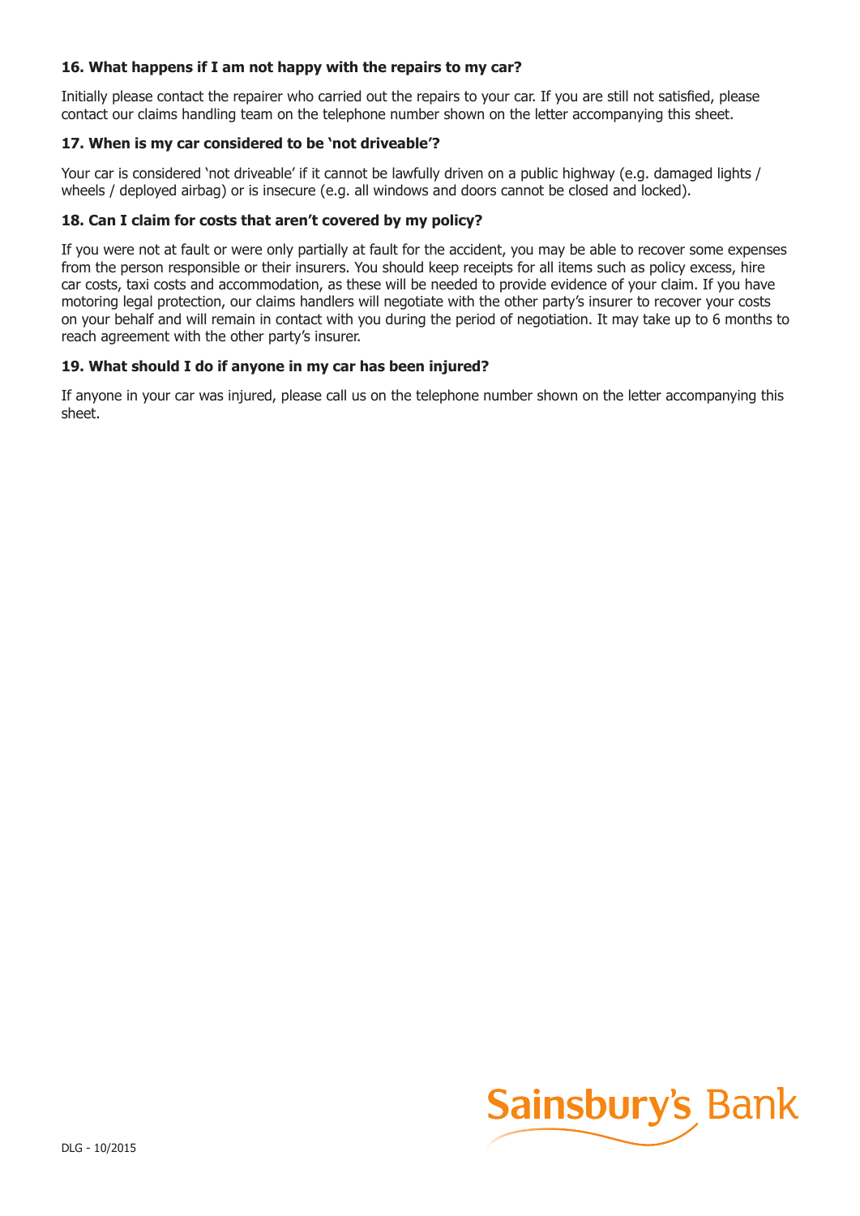**16. What happens if I am not happy with the repairs to my car?**

Initially please contact the repairer who carried out the repairs to your car. If you are still not satisfied, please contact our claims handling team on the telephone number shown on the letter accompanying this sheet.

**17. When is my car considered to be 'not driveable'?**

Your car is considered 'not driveable' if it cannot be lawfully driven on a public highway (e.g. damaged lights / wheels / deployed airbag) or is insecure (e.g. all windows and doors cannot be closed and locked).

**18. Can I claim for costs that aren't covered by my policy?**

If you were not at fault or were only partially at fault for the accident, you may be able to recover some expenses from the person responsible or their insurers. You should keep receipts for all items such as policy excess, hire car costs, taxi costs and accommodation, as these will be needed to provide evidence of your claim. If you have motoring legal protection, our claims handlers will negotiate with the other party's insurer to recover your costs on your behalf and will remain in contact with you during the period of negotiation. It may take up to 6 months to reach agreement with the other party's insurer.

**19. What should I do if anyone in my car has been injured?**

If anyone in your car was injured, please call us on the telephone number shown on the letter accompanying this sheet.

DLG - 10/2015

Sainsbury's Bank